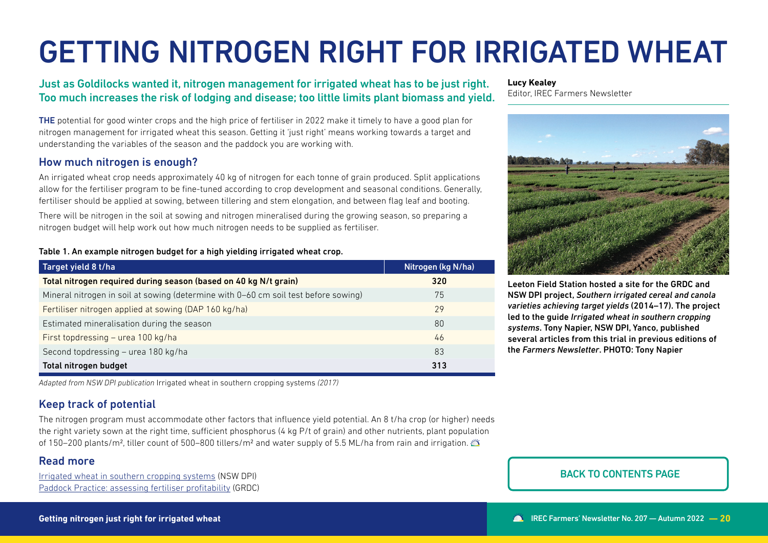# GETTING NITROGEN RIGHT FOR IRRIGATED WHEAT

## Just as Goldilocks wanted it, nitrogen management for irrigated wheat has to be just right. Too much increases the risk of lodging and disease; too little limits plant biomass and yield.

**Lucy Kealey**
Editor, IREC Farmers Newsletter

**THE** potential for good winter crops and the high price of fertiliser in 2022 make it timely to have a good plan for nitrogen management for irrigated wheat this season. Getting it 'just right' means working towards a target and understanding the variables of the season and the paddock you are working with.

### How much nitrogen is enough?

An irrigated wheat crop needs approximately 40 kg of nitrogen for each tonne of grain produced. Split applications allow for the fertiliser program to be fine-tuned according to crop development and seasonal conditions. Generally, fertiliser should be applied at sowing, between tillering and stem elongation, and between flag leaf and booting.

There will be nitrogen in the soil at sowing and nitrogen mineralised during the growing season, so preparing a nitrogen budget will help work out how much nitrogen needs to be supplied as fertiliser.

**Table 1. An example nitrogen budget for a high yielding irrigated wheat crop.**

| Target yield 8 t/ha | Nitrogen (kg N/ha) |
|---|---|
| **Total nitrogen required during season (based on 40 kg N/t grain)** | **320** |
| Mineral nitrogen in soil at sowing (determine with 0–60 cm soil test before sowing) | 75 |
| Fertiliser nitrogen applied at sowing (DAP 160 kg/ha) | 29 |
| Estimated mineralisation during the season | 80 |
| First topdressing – urea 100 kg/ha | 46 |
| Second topdressing – urea 180 kg/ha | 83 |
| **Total nitrogen budget** | **313** |

*Adapted from NSW DPI publication* Irrigated wheat in southern cropping systems *(2017)*

### Keep track of potential

The nitrogen program must accommodate other factors that influence yield potential. An 8 t/ha crop (or higher) needs the right variety sown at the right time, sufficient phosphorus (4 kg P/t of grain) and other nutrients, plant population of 150–200 plants/m², tiller count of 500–800 tillers/m² and water supply of 5.5 ML/ha from rain and irrigation.

**Leeton Field Station hosted a site for the GRDC and NSW DPI project, *Southern irrigated cereal and canola varieties achieving target yields* (2014–17). The project led to the guide *Irrigated wheat in southern cropping systems*. Tony Napier, NSW DPI, Yanco, published several articles from this trial in previous editions of the *Farmers Newsletter*. PHOTO: Tony Napier**

### Read more

[Irrigated wheat in southern cropping systems](#) (NSW DPI)
[Paddock Practice: assessing fertiliser profitability](#) (GRDC)

BACK TO CONTENTS PAGE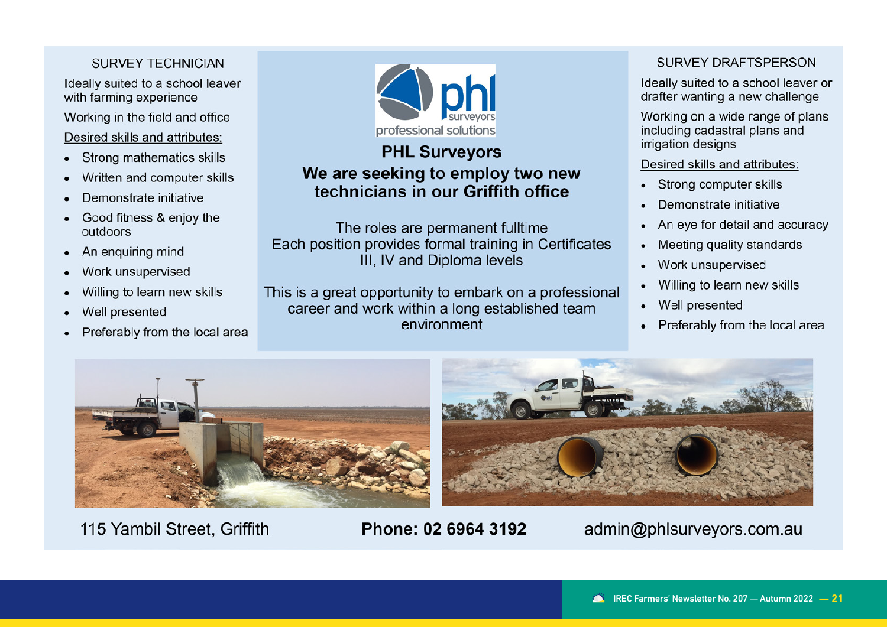## SURVEY TECHNICIAN

Ideally suited to a school leaver with farming experience

Working in the field and office

Desired skills and attributes:

- Strong mathematics skills
- Written and computer skills
- Demonstrate initiative
- Good fitness & enjoy the outdoors
- An enquiring mind
- Work unsupervised
- Willing to learn new skills
- Well presented
- Preferably from the local area

phl surveyors professional solutions

# PHL Surveyors

## We are seeking to employ two new technicians in our Griffith office

The roles are permanent fulltime
Each position provides formal training in Certificates III, IV and Diploma levels

This is a great opportunity to embark on a professional career and work within a long established team environment

## SURVEY DRAFTSPERSON

Ideally suited to a school leaver or drafter wanting a new challenge

Working on a wide range of plans including cadastral plans and irrigation designs

Desired skills and attributes:

- Strong computer skills
- Demonstrate initiative
- An eye for detail and accuracy
- Meeting quality standards
- Work unsupervised
- Willing to learn new skills
- Well presented
- Preferably from the local area

115 Yambil Street, Griffith

**Phone: 02 6964 3192**

admin@phlsurveyors.com.au